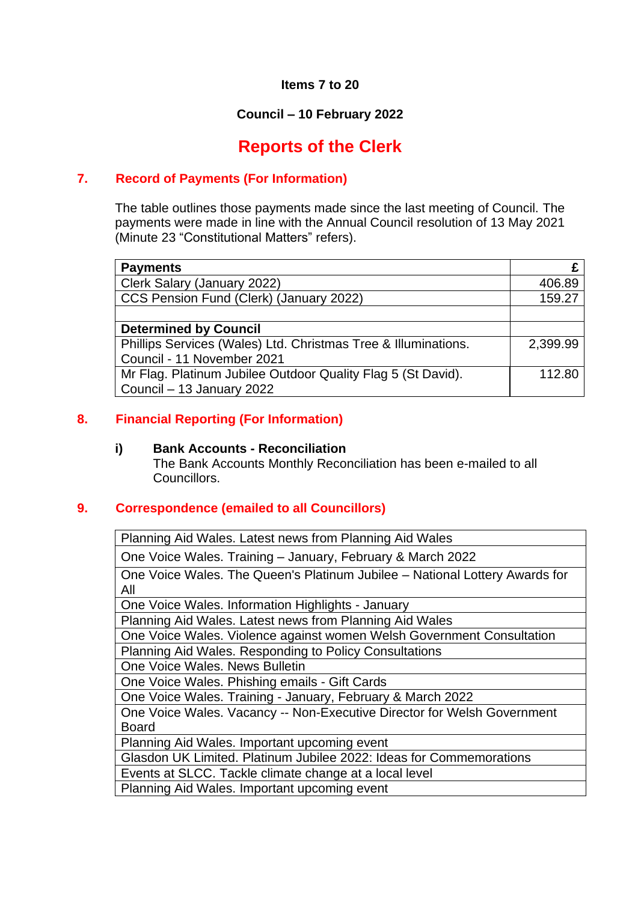**Items 7 to 20**

**Council – 10 February 2022**

# Reports of the Clerk

## 7. Record of Payments (For Information)

The table outlines those payments made since the last meeting of Council. The payments were made in line with the Annual Council resolution of 13 May 2021 (Minute 23 "Constitutional Matters" refers).

| **Payments** | **£** |
|---|---|
| Clerk Salary (January 2022) | 406.89 |
| CCS Pension Fund (Clerk) (January 2022) | 159.27 |
| | |
| **Determined by Council** | |
| Phillips Services (Wales) Ltd. Christmas Tree & Illuminations. Council - 11 November 2021 | 2,399.99 |
| Mr Flag. Platinum Jubilee Outdoor Quality Flag 5 (St David). Council – 13 January 2022 | 112.80 |

## 8. Financial Reporting (For Information)

### i) Bank Accounts - Reconciliation

The Bank Accounts Monthly Reconciliation has been e-mailed to all Councillors.

## 9. Correspondence (emailed to all Councillors)

| |
|---|
| Planning Aid Wales. Latest news from Planning Aid Wales |
| One Voice Wales. Training – January, February & March 2022 |
| One Voice Wales. The Queen's Platinum Jubilee – National Lottery Awards for All |
| One Voice Wales. Information Highlights - January |
| Planning Aid Wales. Latest news from Planning Aid Wales |
| One Voice Wales. Violence against women Welsh Government Consultation |
| Planning Aid Wales. Responding to Policy Consultations |
| One Voice Wales. News Bulletin |
| One Voice Wales. Phishing emails - Gift Cards |
| One Voice Wales. Training - January, February & March 2022 |
| One Voice Wales. Vacancy -- Non-Executive Director for Welsh Government Board |
| Planning Aid Wales. Important upcoming event |
| Glasdon UK Limited. Platinum Jubilee 2022: Ideas for Commemorations |
| Events at SLCC. Tackle climate change at a local level |
| Planning Aid Wales. Important upcoming event |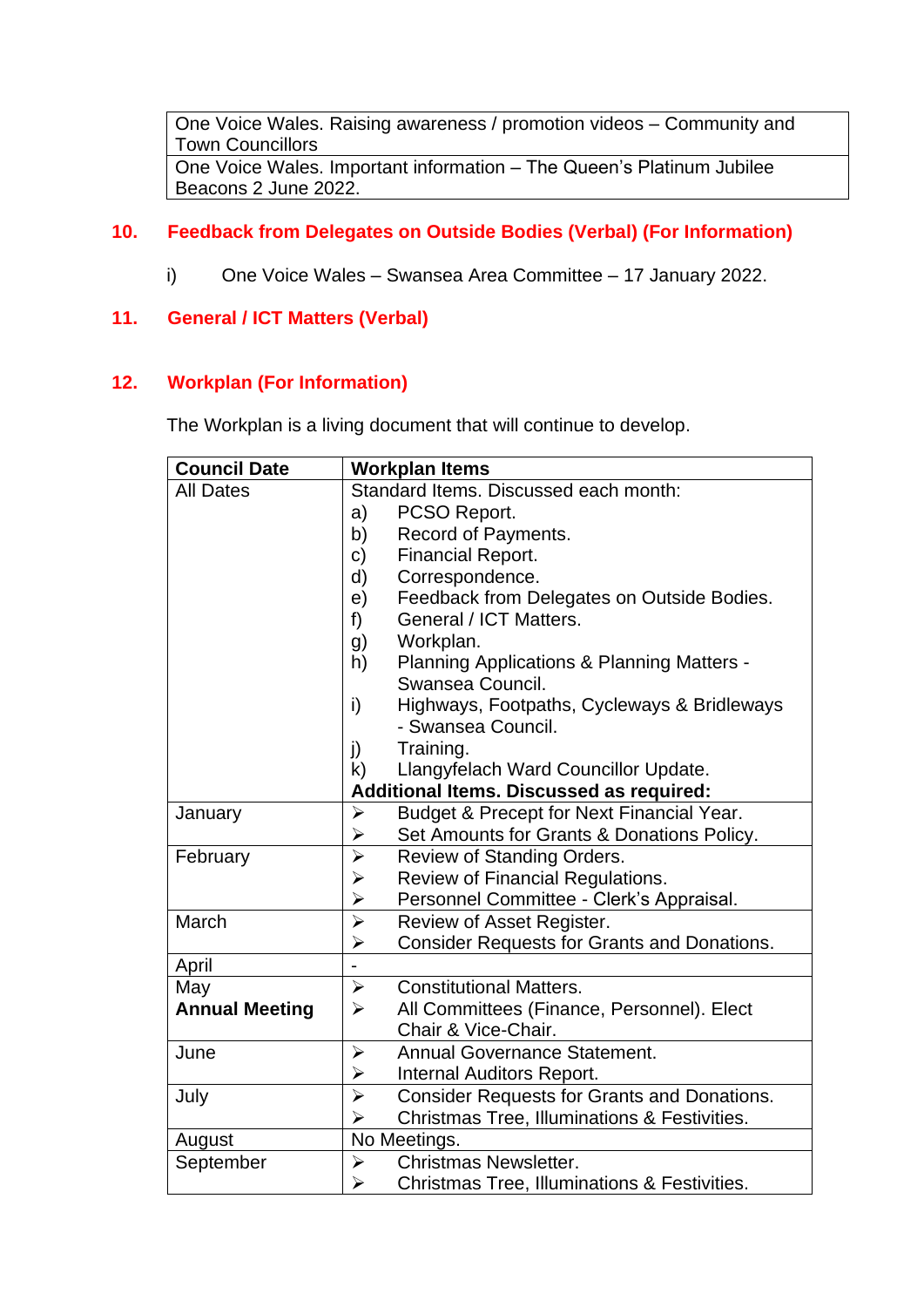| One Voice Wales. Raising awareness / promotion videos – Community and Town Councillors |
|---|
| One Voice Wales. Important information – The Queen's Platinum Jubilee Beacons 2 June 2022. |

## 10. Feedback from Delegates on Outside Bodies (Verbal) (For Information)

i) One Voice Wales – Swansea Area Committee – 17 January 2022.

## 11. General / ICT Matters (Verbal)

## 12. Workplan (For Information)

The Workplan is a living document that will continue to develop.

| Council Date | Workplan Items |
|---|---|
| All Dates | Standard Items. Discussed each month:<br>a) PCSO Report.<br>b) Record of Payments.<br>c) Financial Report.<br>d) Correspondence.<br>e) Feedback from Delegates on Outside Bodies.<br>f) General / ICT Matters.<br>g) Workplan.<br>h) Planning Applications & Planning Matters - Swansea Council.<br>i) Highways, Footpaths, Cycleways & Bridleways - Swansea Council.<br>j) Training.<br>k) Llangyfelach Ward Councillor Update.<br>**Additional Items. Discussed as required:** |
| January | ➢ Budget & Precept for Next Financial Year.<br>➢ Set Amounts for Grants & Donations Policy. |
| February | ➢ Review of Standing Orders.<br>➢ Review of Financial Regulations.<br>➢ Personnel Committee - Clerk's Appraisal. |
| March | ➢ Review of Asset Register.<br>➢ Consider Requests for Grants and Donations. |
| April | - |
| May<br>**Annual Meeting** | ➢ Constitutional Matters.<br>➢ All Committees (Finance, Personnel). Elect Chair & Vice-Chair. |
| June | ➢ Annual Governance Statement.<br>➢ Internal Auditors Report. |
| July | ➢ Consider Requests for Grants and Donations.<br>➢ Christmas Tree, Illuminations & Festivities. |
| August | No Meetings. |
| September | ➢ Christmas Newsletter.<br>➢ Christmas Tree, Illuminations & Festivities. |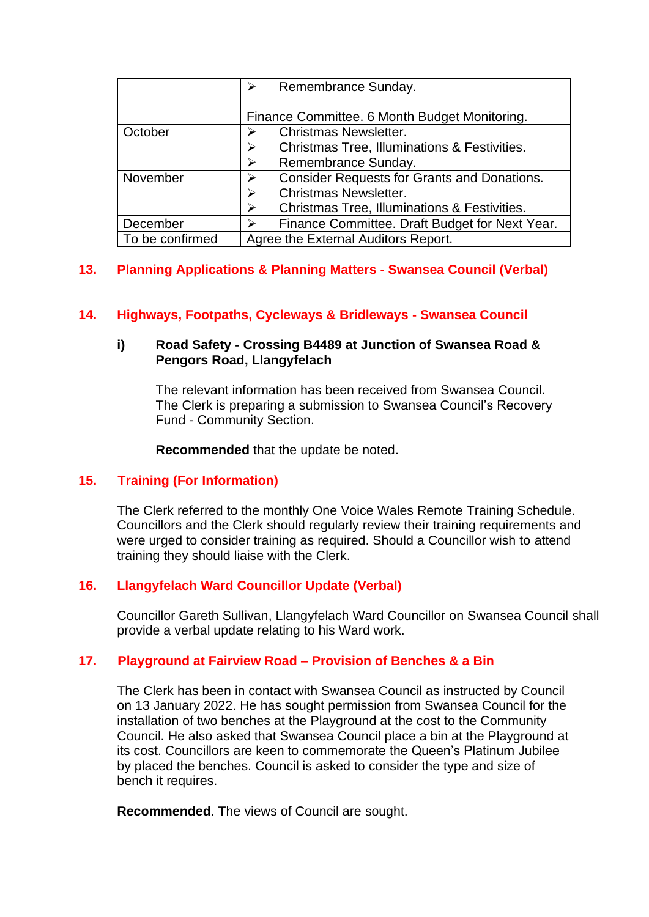| | |
|---|---|
| | ➢ Remembrance Sunday.<br><br>Finance Committee. 6 Month Budget Monitoring. |
| October | ➢ Christmas Newsletter.<br>➢ Christmas Tree, Illuminations & Festivities.<br>➢ Remembrance Sunday. |
| November | ➢ Consider Requests for Grants and Donations.<br>➢ Christmas Newsletter.<br>➢ Christmas Tree, Illuminations & Festivities. |
| December | ➢ Finance Committee. Draft Budget for Next Year. |
| To be confirmed | Agree the External Auditors Report. |

## 13. Planning Applications & Planning Matters - Swansea Council (Verbal)

## 14. Highways, Footpaths, Cycleways & Bridleways - Swansea Council

### i) Road Safety - Crossing B4489 at Junction of Swansea Road & Pengors Road, Llangyfelach

The relevant information has been received from Swansea Council. The Clerk is preparing a submission to Swansea Council's Recovery Fund - Community Section.

**Recommended** that the update be noted.

## 15. Training (For Information)

The Clerk referred to the monthly One Voice Wales Remote Training Schedule. Councillors and the Clerk should regularly review their training requirements and were urged to consider training as required. Should a Councillor wish to attend training they should liaise with the Clerk.

## 16. Llangyfelach Ward Councillor Update (Verbal)

Councillor Gareth Sullivan, Llangyfelach Ward Councillor on Swansea Council shall provide a verbal update relating to his Ward work.

## 17. Playground at Fairview Road – Provision of Benches & a Bin

The Clerk has been in contact with Swansea Council as instructed by Council on 13 January 2022. He has sought permission from Swansea Council for the installation of two benches at the Playground at the cost to the Community Council. He also asked that Swansea Council place a bin at the Playground at its cost. Councillors are keen to commemorate the Queen's Platinum Jubilee by placed the benches. Council is asked to consider the type and size of bench it requires.

**Recommended**. The views of Council are sought.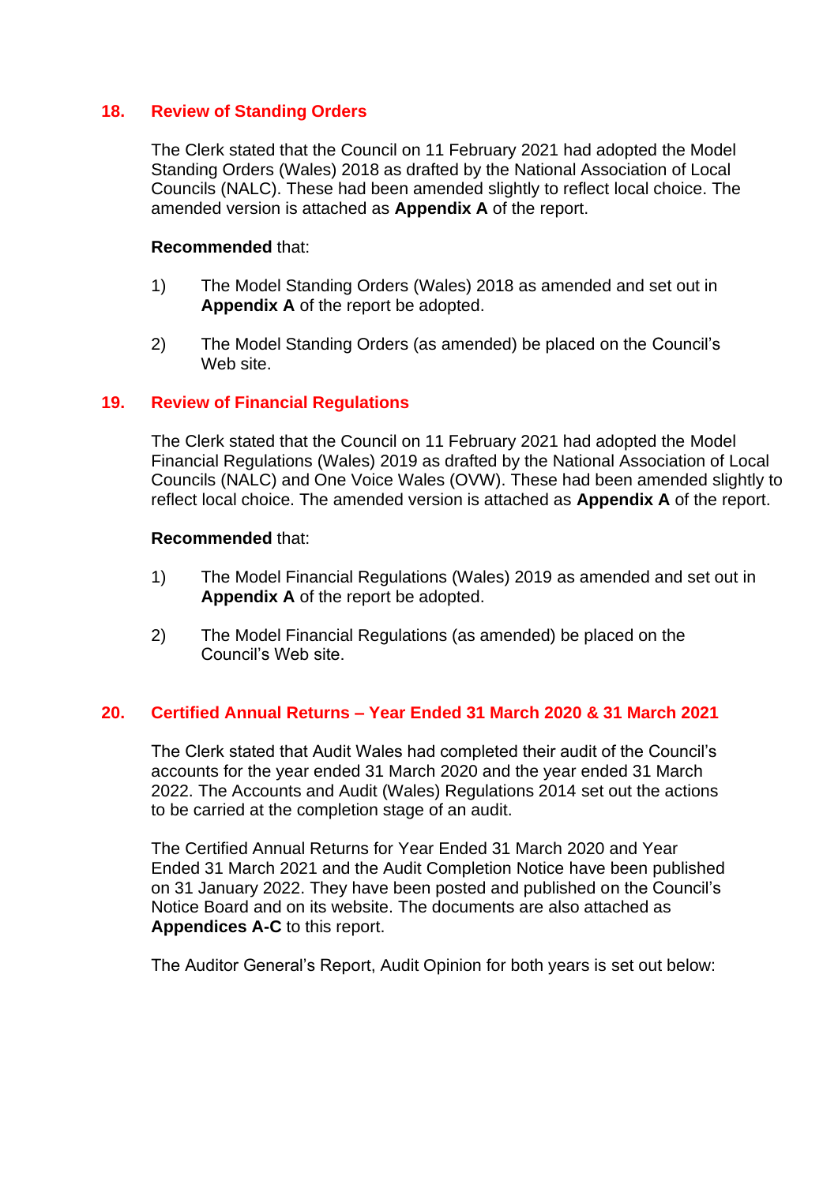## 18. Review of Standing Orders

The Clerk stated that the Council on 11 February 2021 had adopted the Model Standing Orders (Wales) 2018 as drafted by the National Association of Local Councils (NALC). These had been amended slightly to reflect local choice. The amended version is attached as **Appendix A** of the report.

**Recommended** that:

1) The Model Standing Orders (Wales) 2018 as amended and set out in **Appendix A** of the report be adopted.

2) The Model Standing Orders (as amended) be placed on the Council's Web site.

## 19. Review of Financial Regulations

The Clerk stated that the Council on 11 February 2021 had adopted the Model Financial Regulations (Wales) 2019 as drafted by the National Association of Local Councils (NALC) and One Voice Wales (OVW). These had been amended slightly to reflect local choice. The amended version is attached as **Appendix A** of the report.

**Recommended** that:

1) The Model Financial Regulations (Wales) 2019 as amended and set out in **Appendix A** of the report be adopted.

2) The Model Financial Regulations (as amended) be placed on the Council's Web site.

## 20. Certified Annual Returns – Year Ended 31 March 2020 & 31 March 2021

The Clerk stated that Audit Wales had completed their audit of the Council's accounts for the year ended 31 March 2020 and the year ended 31 March 2022. The Accounts and Audit (Wales) Regulations 2014 set out the actions to be carried at the completion stage of an audit.

The Certified Annual Returns for Year Ended 31 March 2020 and Year Ended 31 March 2021 and the Audit Completion Notice have been published on 31 January 2022. They have been posted and published on the Council's Notice Board and on its website. The documents are also attached as **Appendices A-C** to this report.

The Auditor General's Report, Audit Opinion for both years is set out below: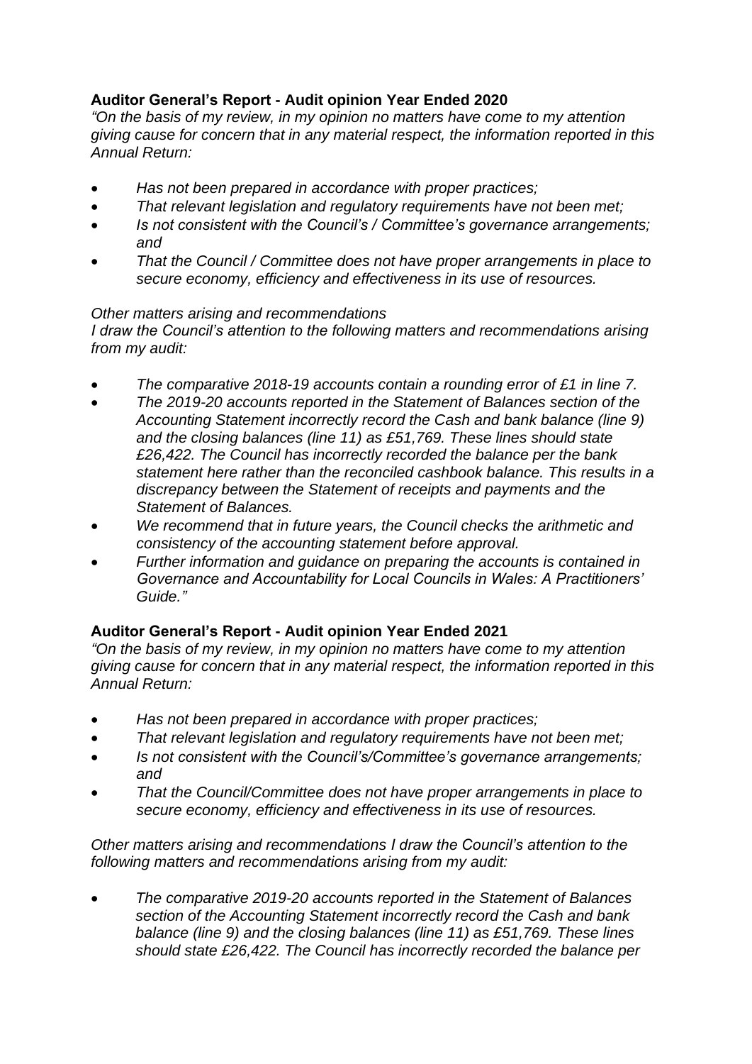**Auditor General's Report - Audit opinion Year Ended 2020**

*"On the basis of my review, in my opinion no matters have come to my attention giving cause for concern that in any material respect, the information reported in this Annual Return:*

- *Has not been prepared in accordance with proper practices;*
- *That relevant legislation and regulatory requirements have not been met;*
- *Is not consistent with the Council's / Committee's governance arrangements; and*
- *That the Council / Committee does not have proper arrangements in place to secure economy, efficiency and effectiveness in its use of resources.*

*Other matters arising and recommendations*
*I draw the Council's attention to the following matters and recommendations arising from my audit:*

- *The comparative 2018-19 accounts contain a rounding error of £1 in line 7.*
- *The 2019-20 accounts reported in the Statement of Balances section of the Accounting Statement incorrectly record the Cash and bank balance (line 9) and the closing balances (line 11) as £51,769. These lines should state £26,422. The Council has incorrectly recorded the balance per the bank statement here rather than the reconciled cashbook balance. This results in a discrepancy between the Statement of receipts and payments and the Statement of Balances.*
- *We recommend that in future years, the Council checks the arithmetic and consistency of the accounting statement before approval.*
- *Further information and guidance on preparing the accounts is contained in Governance and Accountability for Local Councils in Wales: A Practitioners' Guide."*

**Auditor General's Report - Audit opinion Year Ended 2021**

*"On the basis of my review, in my opinion no matters have come to my attention giving cause for concern that in any material respect, the information reported in this Annual Return:*

- *Has not been prepared in accordance with proper practices;*
- *That relevant legislation and regulatory requirements have not been met;*
- *Is not consistent with the Council's/Committee's governance arrangements; and*
- *That the Council/Committee does not have proper arrangements in place to secure economy, efficiency and effectiveness in its use of resources.*

*Other matters arising and recommendations I draw the Council's attention to the following matters and recommendations arising from my audit:*

- *The comparative 2019-20 accounts reported in the Statement of Balances section of the Accounting Statement incorrectly record the Cash and bank balance (line 9) and the closing balances (line 11) as £51,769. These lines should state £26,422. The Council has incorrectly recorded the balance per*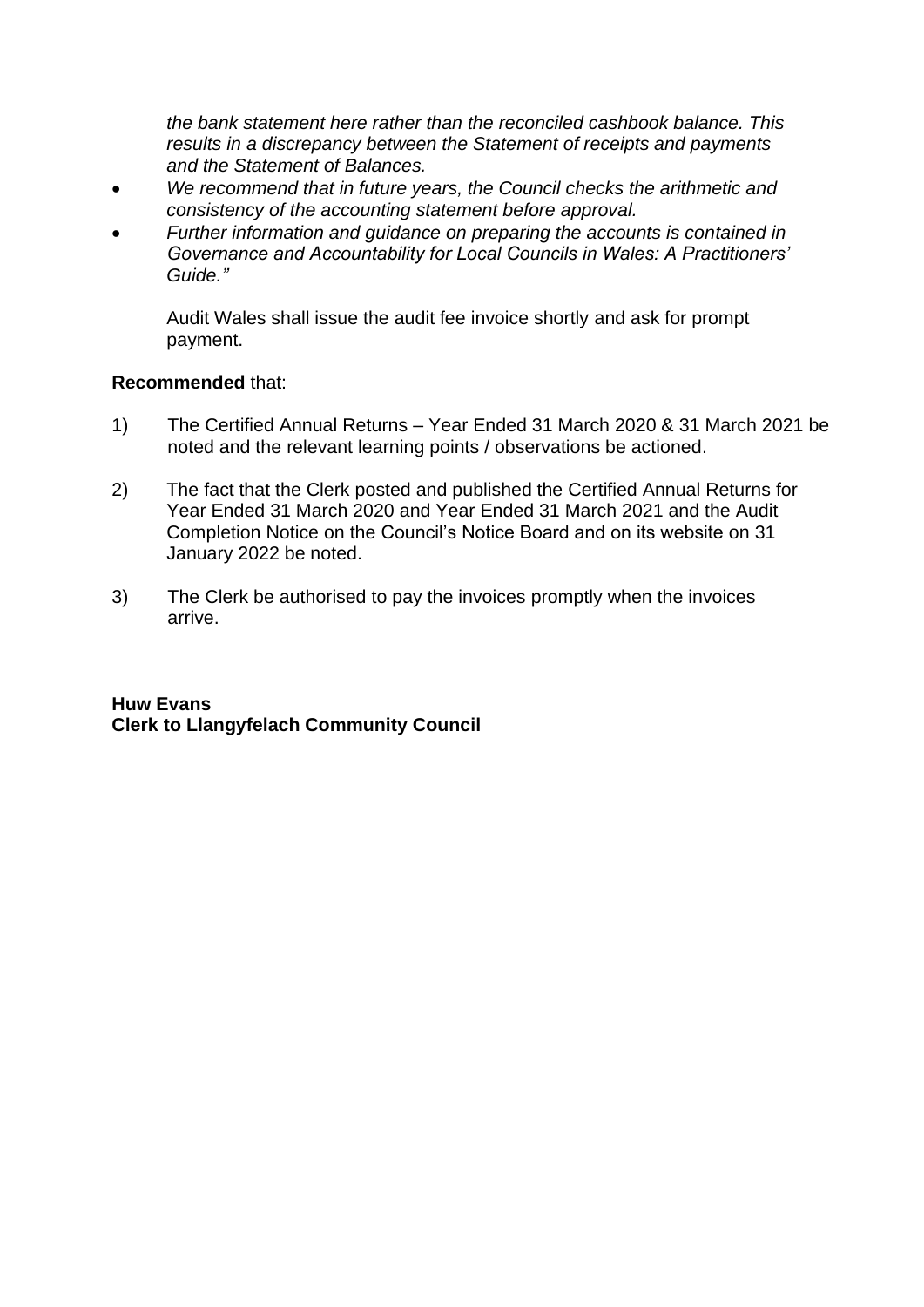*the bank statement here rather than the reconciled cashbook balance. This results in a discrepancy between the Statement of receipts and payments and the Statement of Balances.*

- *We recommend that in future years, the Council checks the arithmetic and consistency of the accounting statement before approval.*
- *Further information and guidance on preparing the accounts is contained in Governance and Accountability for Local Councils in Wales: A Practitioners' Guide."*

Audit Wales shall issue the audit fee invoice shortly and ask for prompt payment.

**Recommended** that:

1) The Certified Annual Returns – Year Ended 31 March 2020 & 31 March 2021 be noted and the relevant learning points / observations be actioned.

2) The fact that the Clerk posted and published the Certified Annual Returns for Year Ended 31 March 2020 and Year Ended 31 March 2021 and the Audit Completion Notice on the Council's Notice Board and on its website on 31 January 2022 be noted.

3) The Clerk be authorised to pay the invoices promptly when the invoices arrive.

**Huw Evans**
**Clerk to Llangyfelach Community Council**